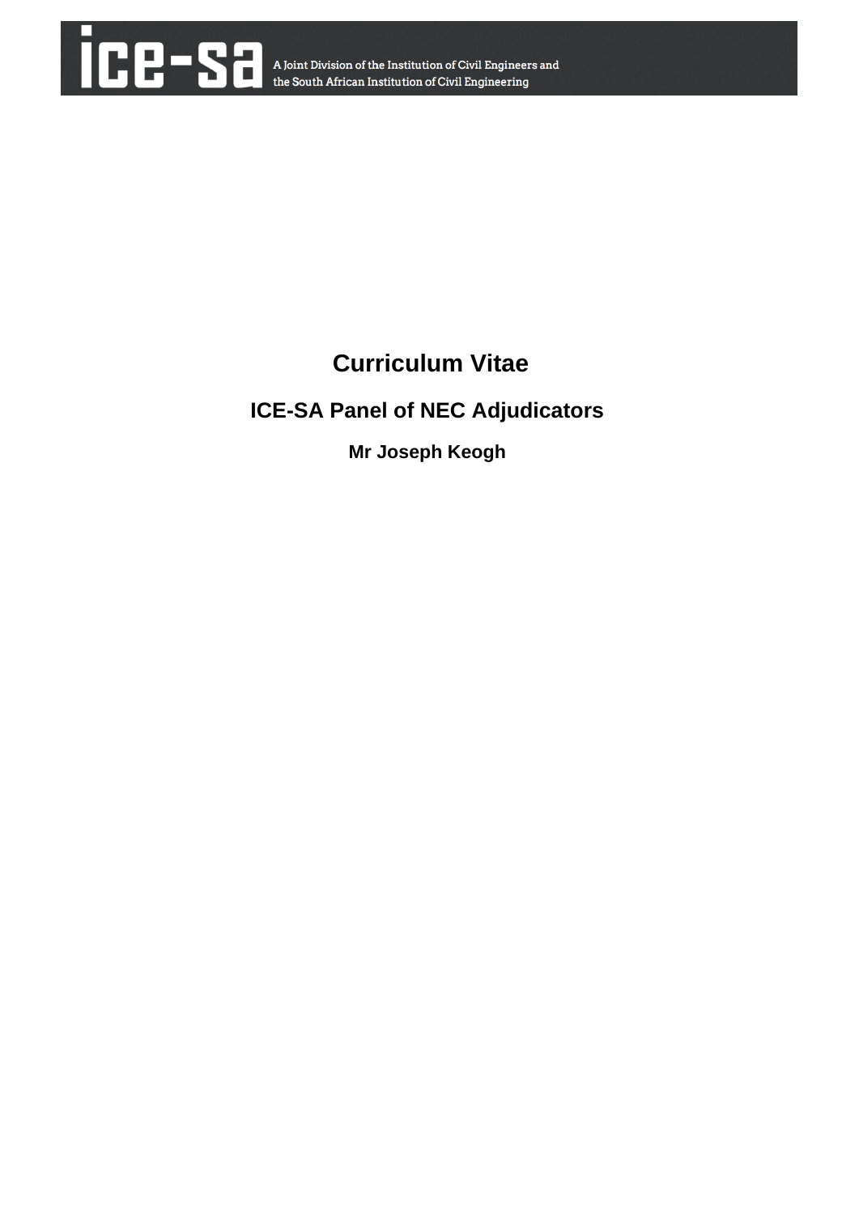ice-sa A Joint Division of the Institution of Civil Engineers and the South African Institution of Civil Engineering

# Curriculum Vitae

## ICE-SA Panel of NEC Adjudicators

### Mr Joseph Keogh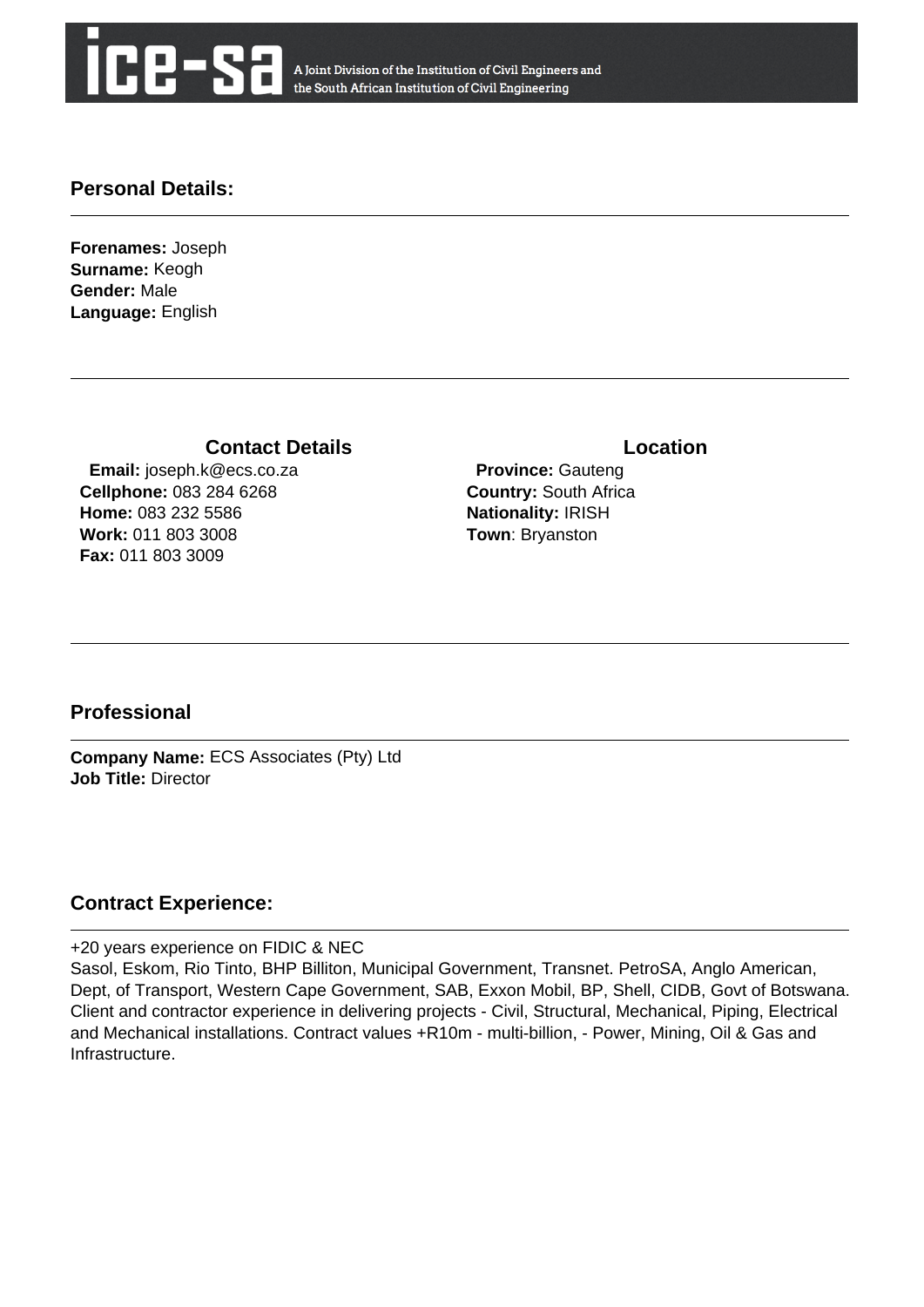## Personal Details:

**Forenames:** Joseph
**Surname:** Keogh
**Gender:** Male
**Language:** English

### Contact Details

**Email:** joseph.k@ecs.co.za
**Cellphone:** 083 284 6268
**Home:** 083 232 5586
**Work:** 011 803 3008
**Fax:** 011 803 3009

### Location

**Province:** Gauteng
**Country:** South Africa
**Nationality:** IRISH
**Town**: Bryanston

## Professional

**Company Name:** ECS Associates (Pty) Ltd
**Job Title:** Director

## Contract Experience:

+20 years experience on FIDIC & NEC
Sasol, Eskom, Rio Tinto, BHP Billiton, Municipal Government, Transnet. PetroSA, Anglo American, Dept, of Transport, Western Cape Government, SAB, Exxon Mobil, BP, Shell, CIDB, Govt of Botswana. Client and contractor experience in delivering projects - Civil, Structural, Mechanical, Piping, Electrical and Mechanical installations. Contract values +R10m - multi-billion, - Power, Mining, Oil & Gas and Infrastructure.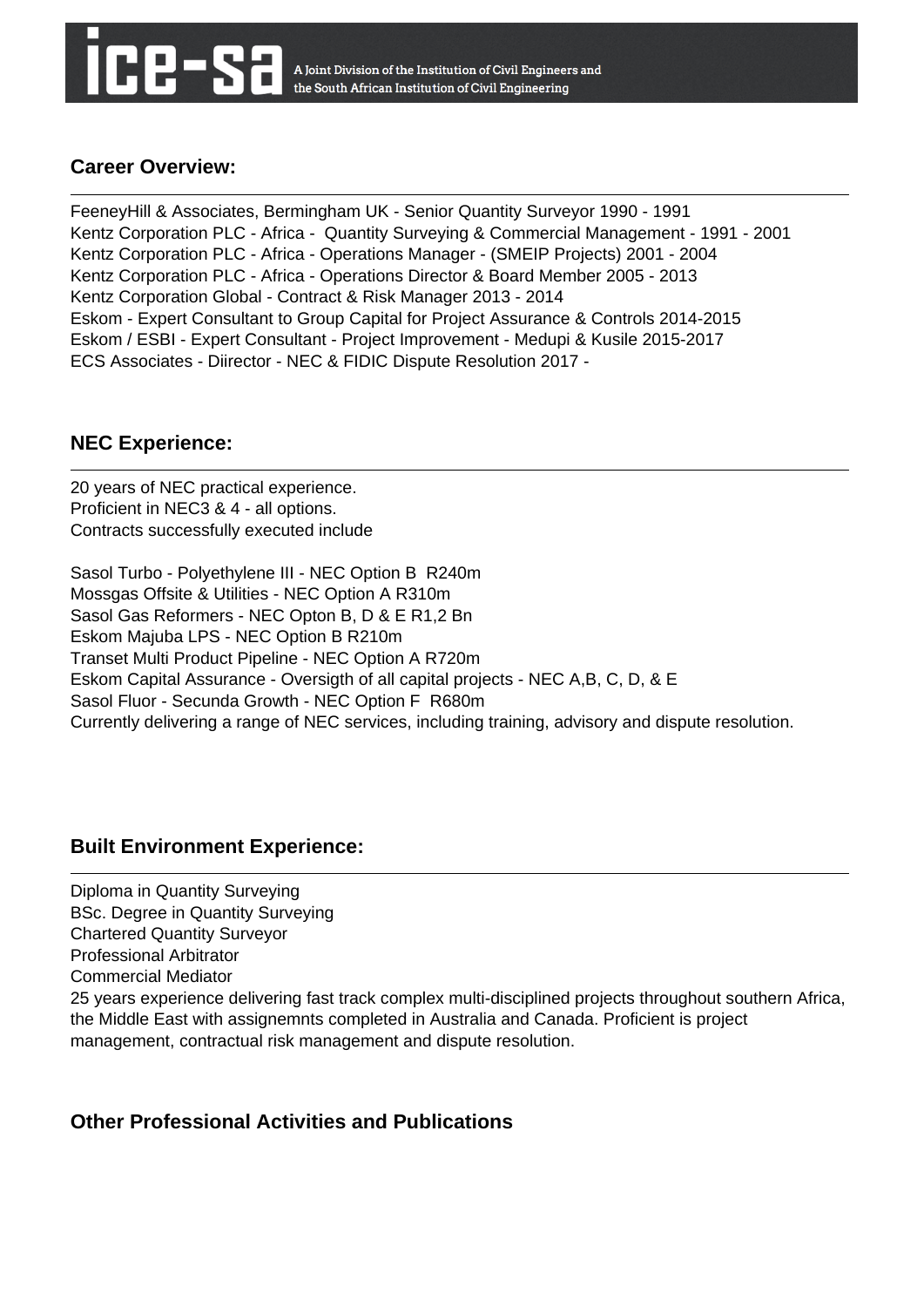## Career Overview:

FeeneyHill & Associates, Bermingham UK - Senior Quantity Surveyor 1990 - 1991
Kentz Corporation PLC - Africa - Quantity Surveying & Commercial Management - 1991 - 2001
Kentz Corporation PLC - Africa - Operations Manager - (SMEIP Projects) 2001 - 2004
Kentz Corporation PLC - Africa - Operations Director & Board Member 2005 - 2013
Kentz Corporation Global - Contract & Risk Manager 2013 - 2014
Eskom - Expert Consultant to Group Capital for Project Assurance & Controls 2014-2015
Eskom / ESBI - Expert Consultant - Project Improvement - Medupi & Kusile 2015-2017
ECS Associates - Diirector - NEC & FIDIC Dispute Resolution 2017 -

## NEC Experience:

20 years of NEC practical experience.
Proficient in NEC3 & 4 - all options.
Contracts successfully executed include

Sasol Turbo - Polyethylene III - NEC Option B R240m
Mossgas Offsite & Utilities - NEC Option A R310m
Sasol Gas Reformers - NEC Opton B, D & E R1,2 Bn
Eskom Majuba LPS - NEC Option B R210m
Transet Multi Product Pipeline - NEC Option A R720m
Eskom Capital Assurance - Oversigth of all capital projects - NEC A,B, C, D, & E
Sasol Fluor - Secunda Growth - NEC Option F R680m
Currently delivering a range of NEC services, including training, advisory and dispute resolution.

## Built Environment Experience:

Diploma in Quantity Surveying
BSc. Degree in Quantity Surveying
Chartered Quantity Surveyor
Professional Arbitrator
Commercial Mediator
25 years experience delivering fast track complex multi-disciplined projects throughout southern Africa, the Middle East with assignemnts completed in Australia and Canada. Proficient is project management, contractual risk management and dispute resolution.

## Other Professional Activities and Publications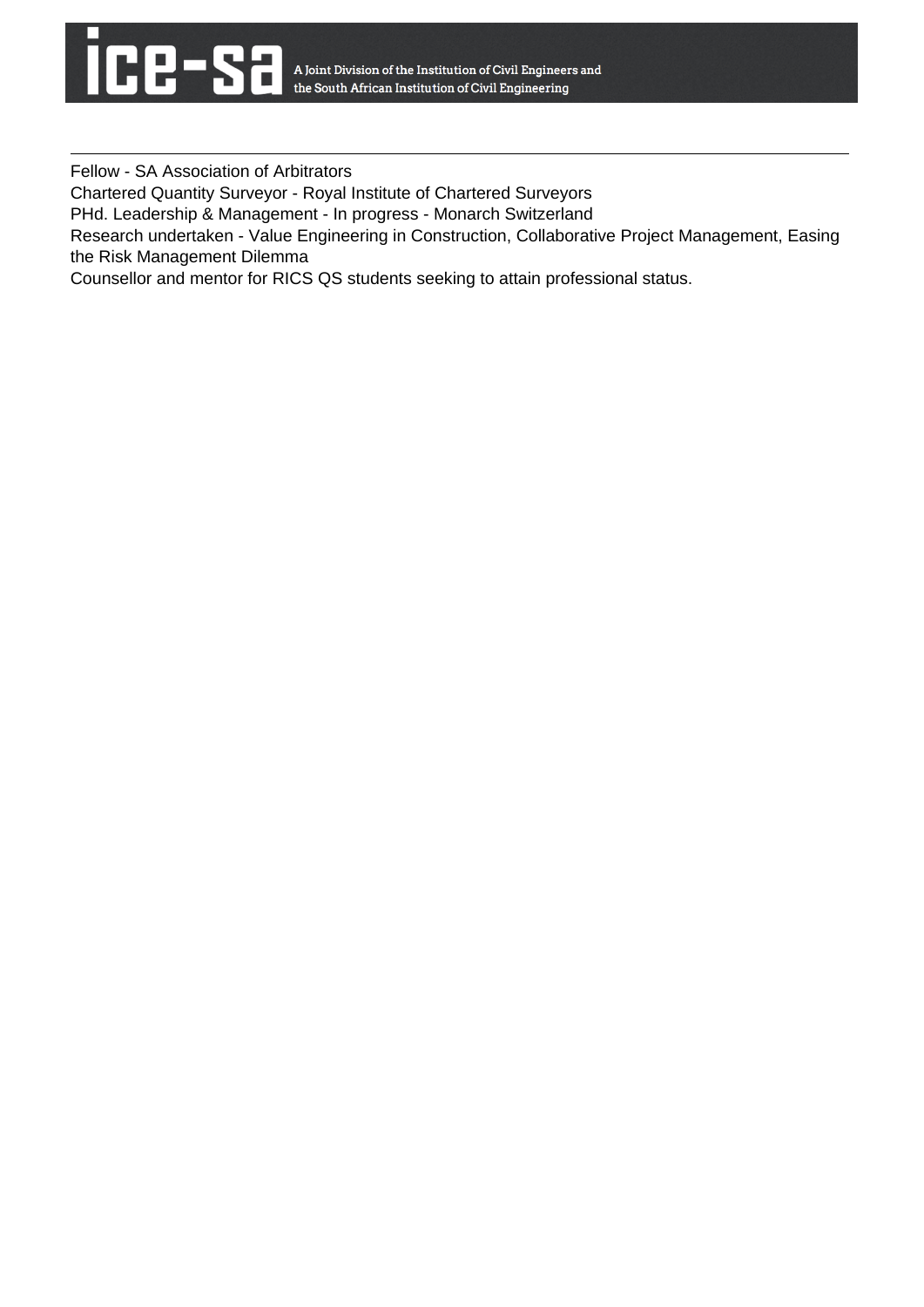Fellow - SA Association of Arbitrators
Chartered Quantity Surveyor - Royal Institute of Chartered Surveyors
PHd. Leadership & Management - In progress - Monarch Switzerland
Research undertaken - Value Engineering in Construction, Collaborative Project Management, Easing the Risk Management Dilemma
Counsellor and mentor for RICS QS students seeking to attain professional status.